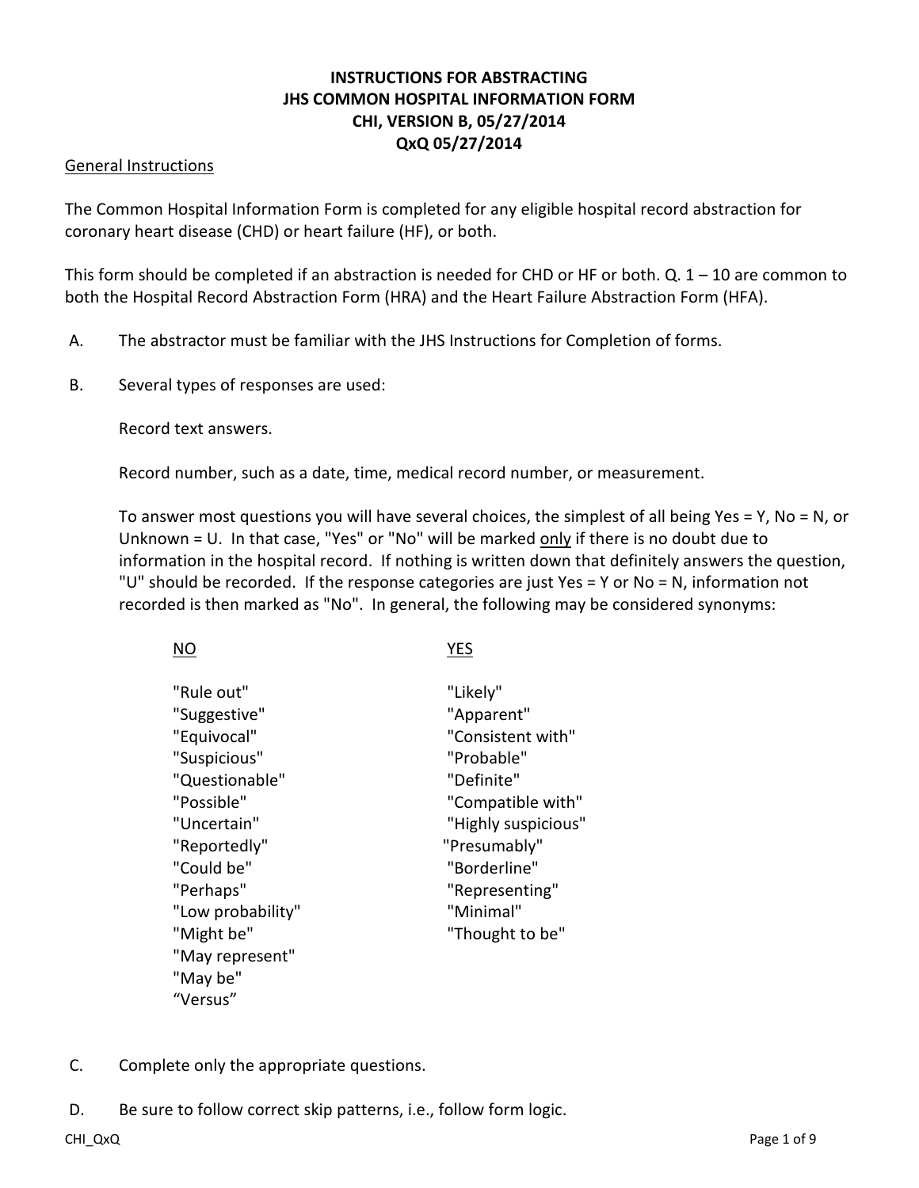# INSTRUCTIONS FOR ABSTRACTING
# JHS COMMON HOSPITAL INFORMATION FORM
# CHI, VERSION B, 05/27/2014
# QxQ 05/27/2014

General Instructions

The Common Hospital Information Form is completed for any eligible hospital record abstraction for coronary heart disease (CHD) or heart failure (HF), or both.

This form should be completed if an abstraction is needed for CHD or HF or both. Q. 1 – 10 are common to both the Hospital Record Abstraction Form (HRA) and the Heart Failure Abstraction Form (HFA).

A. The abstractor must be familiar with the JHS Instructions for Completion of forms.

B. Several types of responses are used:

   Record text answers.

   Record number, such as a date, time, medical record number, or measurement.

   To answer most questions you will have several choices, the simplest of all being Yes = Y, No = N, or Unknown = U. In that case, "Yes" or "No" will be marked only if there is no doubt due to information in the hospital record. If nothing is written down that definitely answers the question, "U" should be recorded. If the response categories are just Yes = Y or No = N, information not recorded is then marked as "No". In general, the following may be considered synonyms:

| NO | YES |
|---|---|
| "Rule out" | "Likely" |
| "Suggestive" | "Apparent" |
| "Equivocal" | "Consistent with" |
| "Suspicious" | "Probable" |
| "Questionable" | "Definite" |
| "Possible" | "Compatible with" |
| "Uncertain" | "Highly suspicious" |
| "Reportedly" | "Presumably" |
| "Could be" | "Borderline" |
| "Perhaps" | "Representing" |
| "Low probability" | "Minimal" |
| "Might be" | "Thought to be" |
| "May represent" | |
| "May be" | |
| "Versus" | |

C. Complete only the appropriate questions.

D. Be sure to follow correct skip patterns, i.e., follow form logic.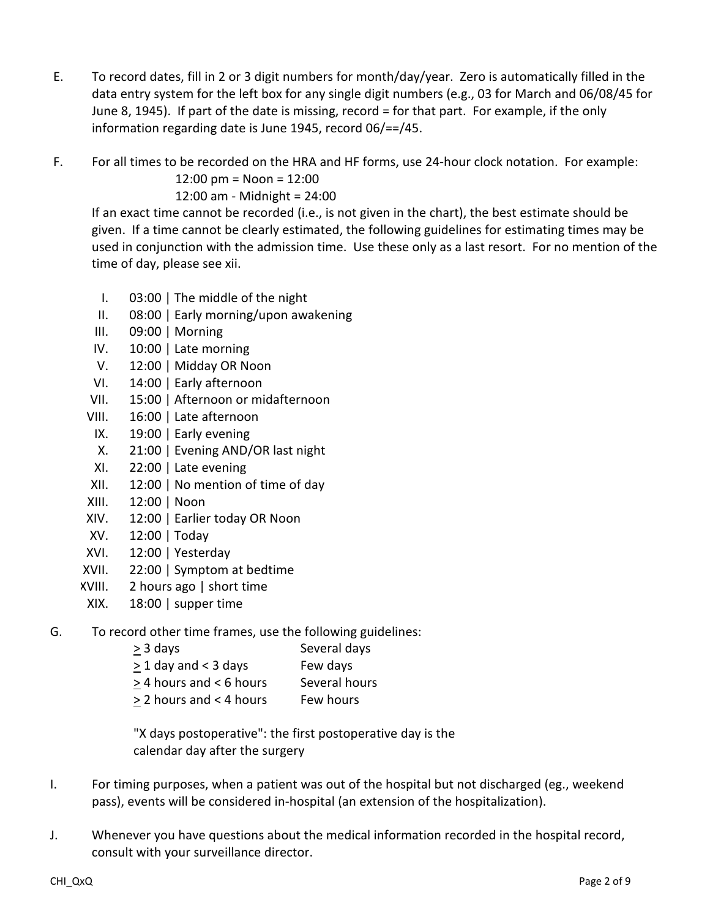E. To record dates, fill in 2 or 3 digit numbers for month/day/year. Zero is automatically filled in the data entry system for the left box for any single digit numbers (e.g., 03 for March and 06/08/45 for June 8, 1945). If part of the date is missing, record = for that part. For example, if the only information regarding date is June 1945, record 06/==/45.

F. For all times to be recorded on the HRA and HF forms, use 24-hour clock notation. For example:

   12:00 pm = Noon = 12:00

   12:00 am - Midnight = 24:00

   If an exact time cannot be recorded (i.e., is not given in the chart), the best estimate should be given. If a time cannot be clearly estimated, the following guidelines for estimating times may be used in conjunction with the admission time. Use these only as a last resort. For no mention of the time of day, please see xii.

   I. 03:00 | The middle of the night
   II. 08:00 | Early morning/upon awakening
   III. 09:00 | Morning
   IV. 10:00 | Late morning
   V. 12:00 | Midday OR Noon
   VI. 14:00 | Early afternoon
   VII. 15:00 | Afternoon or midafternoon
   VIII. 16:00 | Late afternoon
   IX. 19:00 | Early evening
   X. 21:00 | Evening AND/OR last night
   XI. 22:00 | Late evening
   XII. 12:00 | No mention of time of day
   XIII. 12:00 | Noon
   XIV. 12:00 | Earlier today OR Noon
   XV. 12:00 | Today
   XVI. 12:00 | Yesterday
   XVII. 22:00 | Symptom at bedtime
   XVIII. 2 hours ago | short time
   XIX. 18:00 | supper time

G. To record other time frames, use the following guidelines:

| | |
|---|---|
| ≥ 3 days | Several days |
| ≥ 1 day and < 3 days | Few days |
| ≥ 4 hours and < 6 hours | Several hours |
| ≥ 2 hours and < 4 hours | Few hours |

   "X days postoperative": the first postoperative day is the calendar day after the surgery

I. For timing purposes, when a patient was out of the hospital but not discharged (eg., weekend pass), events will be considered in-hospital (an extension of the hospitalization).

J. Whenever you have questions about the medical information recorded in the hospital record, consult with your surveillance director.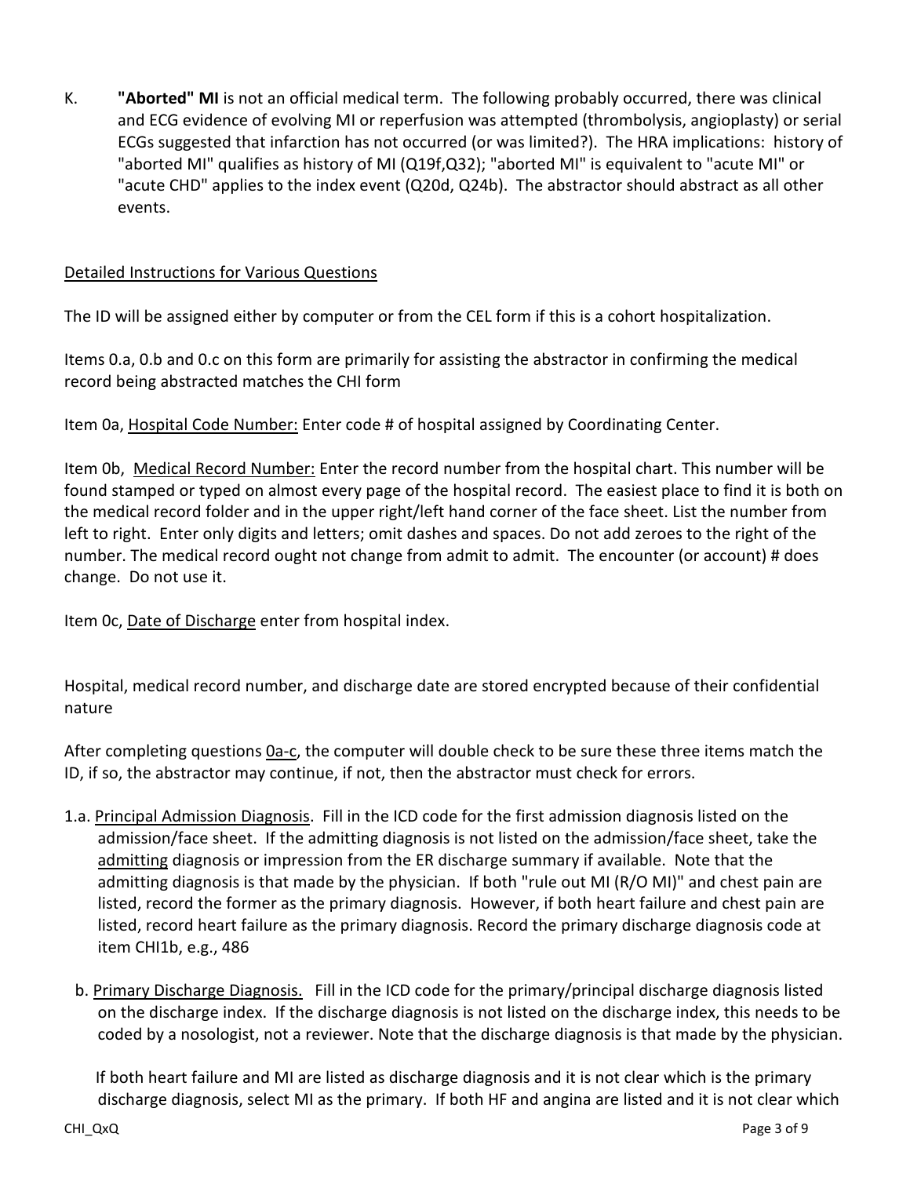K. **"Aborted" MI** is not an official medical term. The following probably occurred, there was clinical and ECG evidence of evolving MI or reperfusion was attempted (thrombolysis, angioplasty) or serial ECGs suggested that infarction has not occurred (or was limited?). The HRA implications: history of "aborted MI" qualifies as history of MI (Q19f,Q32); "aborted MI" is equivalent to "acute MI" or "acute CHD" applies to the index event (Q20d, Q24b). The abstractor should abstract as all other events.

<u>Detailed Instructions for Various Questions</u>

The ID will be assigned either by computer or from the CEL form if this is a cohort hospitalization.

Items 0.a, 0.b and 0.c on this form are primarily for assisting the abstractor in confirming the medical record being abstracted matches the CHI form

Item 0a, <u>Hospital Code Number:</u> Enter code # of hospital assigned by Coordinating Center.

Item 0b, <u>Medical Record Number:</u> Enter the record number from the hospital chart. This number will be found stamped or typed on almost every page of the hospital record. The easiest place to find it is both on the medical record folder and in the upper right/left hand corner of the face sheet. List the number from left to right. Enter only digits and letters; omit dashes and spaces. Do not add zeroes to the right of the number. The medical record ought not change from admit to admit. The encounter (or account) # does change. Do not use it.

Item 0c, <u>Date of Discharge</u> enter from hospital index.

Hospital, medical record number, and discharge date are stored encrypted because of their confidential nature

After completing questions <u>0a-c</u>, the computer will double check to be sure these three items match the ID, if so, the abstractor may continue, if not, then the abstractor must check for errors.

1.a. <u>Principal Admission Diagnosis</u>. Fill in the ICD code for the first admission diagnosis listed on the admission/face sheet. If the admitting diagnosis is not listed on the admission/face sheet, take the <u>admitting</u> diagnosis or impression from the ER discharge summary if available. Note that the admitting diagnosis is that made by the physician. If both "rule out MI (R/O MI)" and chest pain are listed, record the former as the primary diagnosis. However, if both heart failure and chest pain are listed, record heart failure as the primary diagnosis. Record the primary discharge diagnosis code at item CHI1b, e.g., 486

b. <u>Primary Discharge Diagnosis.</u> Fill in the ICD code for the primary/principal discharge diagnosis listed on the discharge index. If the discharge diagnosis is not listed on the discharge index, this needs to be coded by a nosologist, not a reviewer. Note that the discharge diagnosis is that made by the physician.

If both heart failure and MI are listed as discharge diagnosis and it is not clear which is the primary discharge diagnosis, select MI as the primary. If both HF and angina are listed and it is not clear which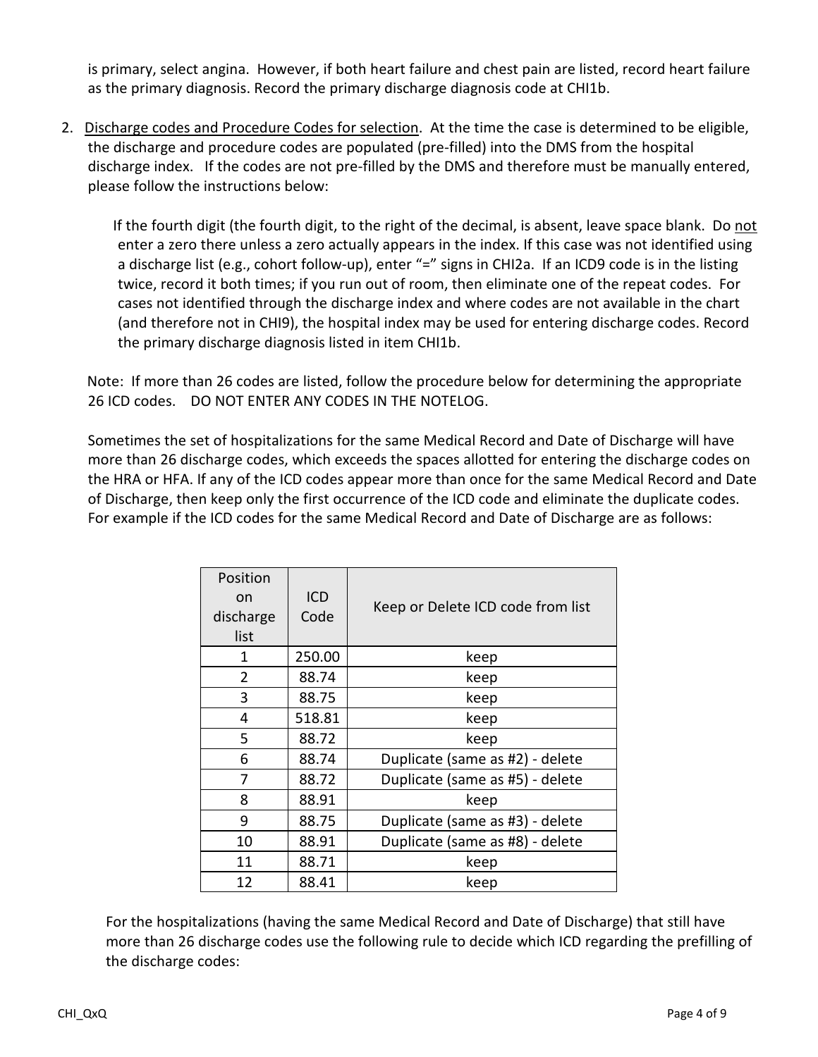is primary, select angina. However, if both heart failure and chest pain are listed, record heart failure as the primary diagnosis. Record the primary discharge diagnosis code at CHI1b.

2. Discharge codes and Procedure Codes for selection. At the time the case is determined to be eligible, the discharge and procedure codes are populated (pre-filled) into the DMS from the hospital discharge index. If the codes are not pre-filled by the DMS and therefore must be manually entered, please follow the instructions below:

   If the fourth digit (the fourth digit, to the right of the decimal, is absent, leave space blank. Do not enter a zero there unless a zero actually appears in the index. If this case was not identified using a discharge list (e.g., cohort follow-up), enter "=" signs in CHI2a. If an ICD9 code is in the listing twice, record it both times; if you run out of room, then eliminate one of the repeat codes. For cases not identified through the discharge index and where codes are not available in the chart (and therefore not in CHI9), the hospital index may be used for entering discharge codes. Record the primary discharge diagnosis listed in item CHI1b.

   Note: If more than 26 codes are listed, follow the procedure below for determining the appropriate 26 ICD codes. DO NOT ENTER ANY CODES IN THE NOTELOG.

   Sometimes the set of hospitalizations for the same Medical Record and Date of Discharge will have more than 26 discharge codes, which exceeds the spaces allotted for entering the discharge codes on the HRA or HFA. If any of the ICD codes appear more than once for the same Medical Record and Date of Discharge, then keep only the first occurrence of the ICD code and eliminate the duplicate codes. For example if the ICD codes for the same Medical Record and Date of Discharge are as follows:

| Position on discharge list | ICD Code | Keep or Delete ICD code from list |
|---|---|---|
| 1 | 250.00 | keep |
| 2 | 88.74 | keep |
| 3 | 88.75 | keep |
| 4 | 518.81 | keep |
| 5 | 88.72 | keep |
| 6 | 88.74 | Duplicate (same as #2) - delete |
| 7 | 88.72 | Duplicate (same as #5) - delete |
| 8 | 88.91 | keep |
| 9 | 88.75 | Duplicate (same as #3) - delete |
| 10 | 88.91 | Duplicate (same as #8) - delete |
| 11 | 88.71 | keep |
| 12 | 88.41 | keep |

   For the hospitalizations (having the same Medical Record and Date of Discharge) that still have more than 26 discharge codes use the following rule to decide which ICD regarding the prefilling of the discharge codes: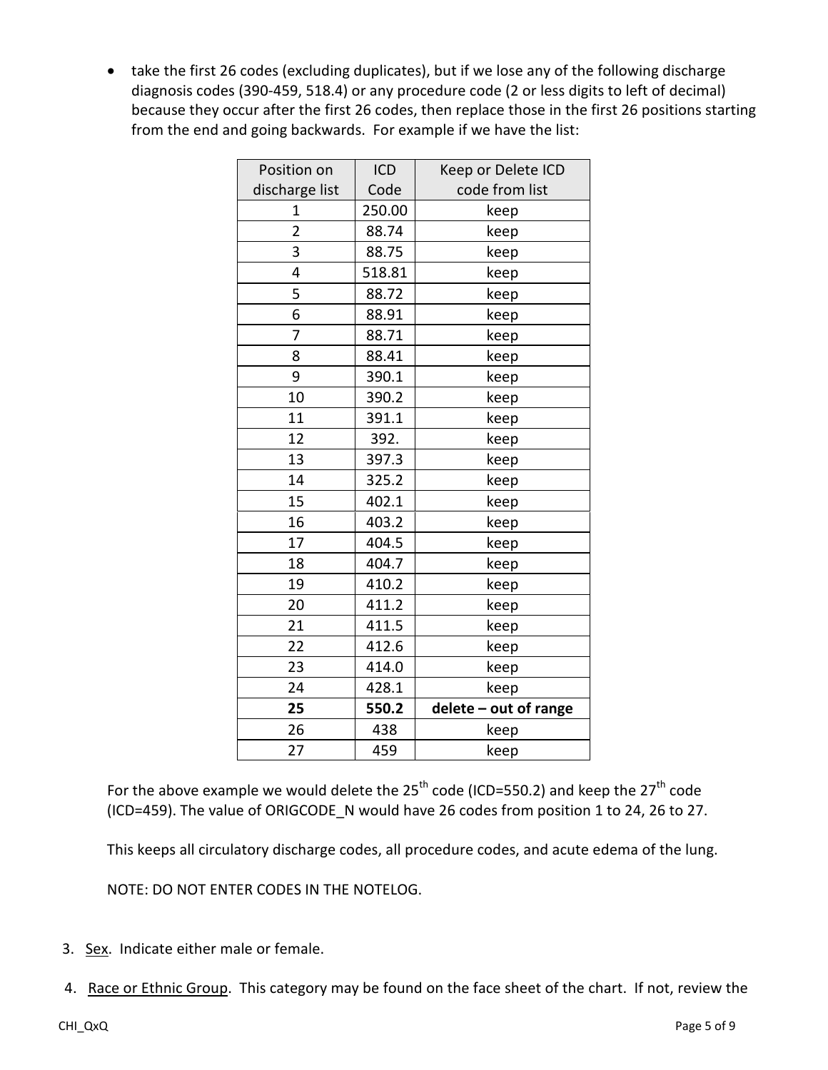- take the first 26 codes (excluding duplicates), but if we lose any of the following discharge diagnosis codes (390-459, 518.4) or any procedure code (2 or less digits to left of decimal) because they occur after the first 26 codes, then replace those in the first 26 positions starting from the end and going backwards. For example if we have the list:

| Position on discharge list | ICD Code | Keep or Delete ICD code from list |
|---|---|---|
| 1 | 250.00 | keep |
| 2 | 88.74 | keep |
| 3 | 88.75 | keep |
| 4 | 518.81 | keep |
| 5 | 88.72 | keep |
| 6 | 88.91 | keep |
| 7 | 88.71 | keep |
| 8 | 88.41 | keep |
| 9 | 390.1 | keep |
| 10 | 390.2 | keep |
| 11 | 391.1 | keep |
| 12 | 392. | keep |
| 13 | 397.3 | keep |
| 14 | 325.2 | keep |
| 15 | 402.1 | keep |
| 16 | 403.2 | keep |
| 17 | 404.5 | keep |
| 18 | 404.7 | keep |
| 19 | 410.2 | keep |
| 20 | 411.2 | keep |
| 21 | 411.5 | keep |
| 22 | 412.6 | keep |
| 23 | 414.0 | keep |
| 24 | 428.1 | keep |
| **25** | **550.2** | **delete – out of range** |
| 26 | 438 | keep |
| 27 | 459 | keep |

For the above example we would delete the 25th code (ICD=550.2) and keep the 27th code (ICD=459). The value of ORIGCODE_N would have 26 codes from position 1 to 24, 26 to 27.

This keeps all circulatory discharge codes, all procedure codes, and acute edema of the lung.

NOTE: DO NOT ENTER CODES IN THE NOTELOG.

3. <u>Sex</u>. Indicate either male or female.

4. <u>Race or Ethnic Group</u>. This category may be found on the face sheet of the chart. If not, review the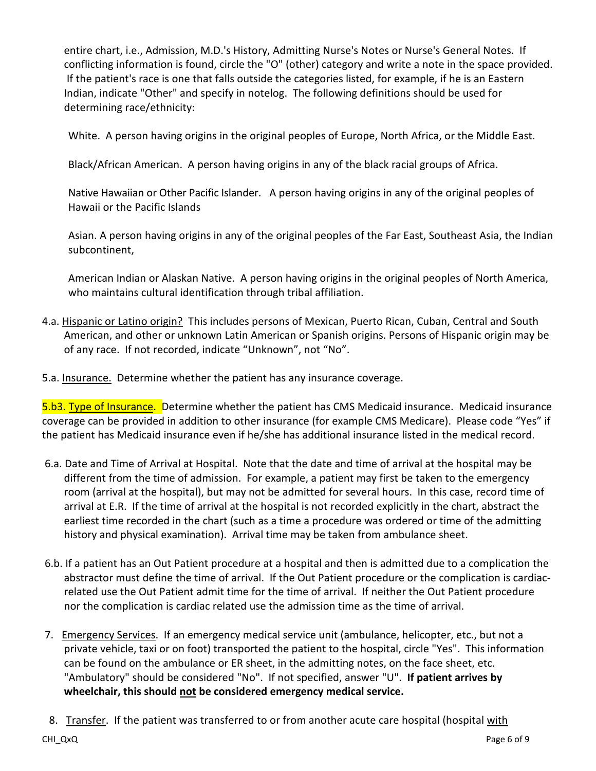entire chart, i.e., Admission, M.D.'s History, Admitting Nurse's Notes or Nurse's General Notes. If conflicting information is found, circle the "O" (other) category and write a note in the space provided. If the patient's race is one that falls outside the categories listed, for example, if he is an Eastern Indian, indicate "Other" and specify in notelog. The following definitions should be used for determining race/ethnicity:

White. A person having origins in the original peoples of Europe, North Africa, or the Middle East.

Black/African American. A person having origins in any of the black racial groups of Africa.

Native Hawaiian or Other Pacific Islander. A person having origins in any of the original peoples of Hawaii or the Pacific Islands

Asian. A person having origins in any of the original peoples of the Far East, Southeast Asia, the Indian subcontinent,

American Indian or Alaskan Native. A person having origins in the original peoples of North America, who maintains cultural identification through tribal affiliation.

4.a. Hispanic or Latino origin? This includes persons of Mexican, Puerto Rican, Cuban, Central and South American, and other or unknown Latin American or Spanish origins. Persons of Hispanic origin may be of any race. If not recorded, indicate "Unknown", not "No".

5.a. Insurance. Determine whether the patient has any insurance coverage.

5.b3. Type of Insurance. Determine whether the patient has CMS Medicaid insurance. Medicaid insurance coverage can be provided in addition to other insurance (for example CMS Medicare). Please code "Yes" if the patient has Medicaid insurance even if he/she has additional insurance listed in the medical record.

6.a. Date and Time of Arrival at Hospital. Note that the date and time of arrival at the hospital may be different from the time of admission. For example, a patient may first be taken to the emergency room (arrival at the hospital), but may not be admitted for several hours. In this case, record time of arrival at E.R. If the time of arrival at the hospital is not recorded explicitly in the chart, abstract the earliest time recorded in the chart (such as a time a procedure was ordered or time of the admitting history and physical examination). Arrival time may be taken from ambulance sheet.

6.b. If a patient has an Out Patient procedure at a hospital and then is admitted due to a complication the abstractor must define the time of arrival. If the Out Patient procedure or the complication is cardiac-related use the Out Patient admit time for the time of arrival. If neither the Out Patient procedure nor the complication is cardiac related use the admission time as the time of arrival.

7. Emergency Services. If an emergency medical service unit (ambulance, helicopter, etc., but not a private vehicle, taxi or on foot) transported the patient to the hospital, circle "Yes". This information can be found on the ambulance or ER sheet, in the admitting notes, on the face sheet, etc. "Ambulatory" should be considered "No". If not specified, answer "U". **If patient arrives by wheelchair, this should not be considered emergency medical service.**

8. Transfer. If the patient was transferred to or from another acute care hospital (hospital with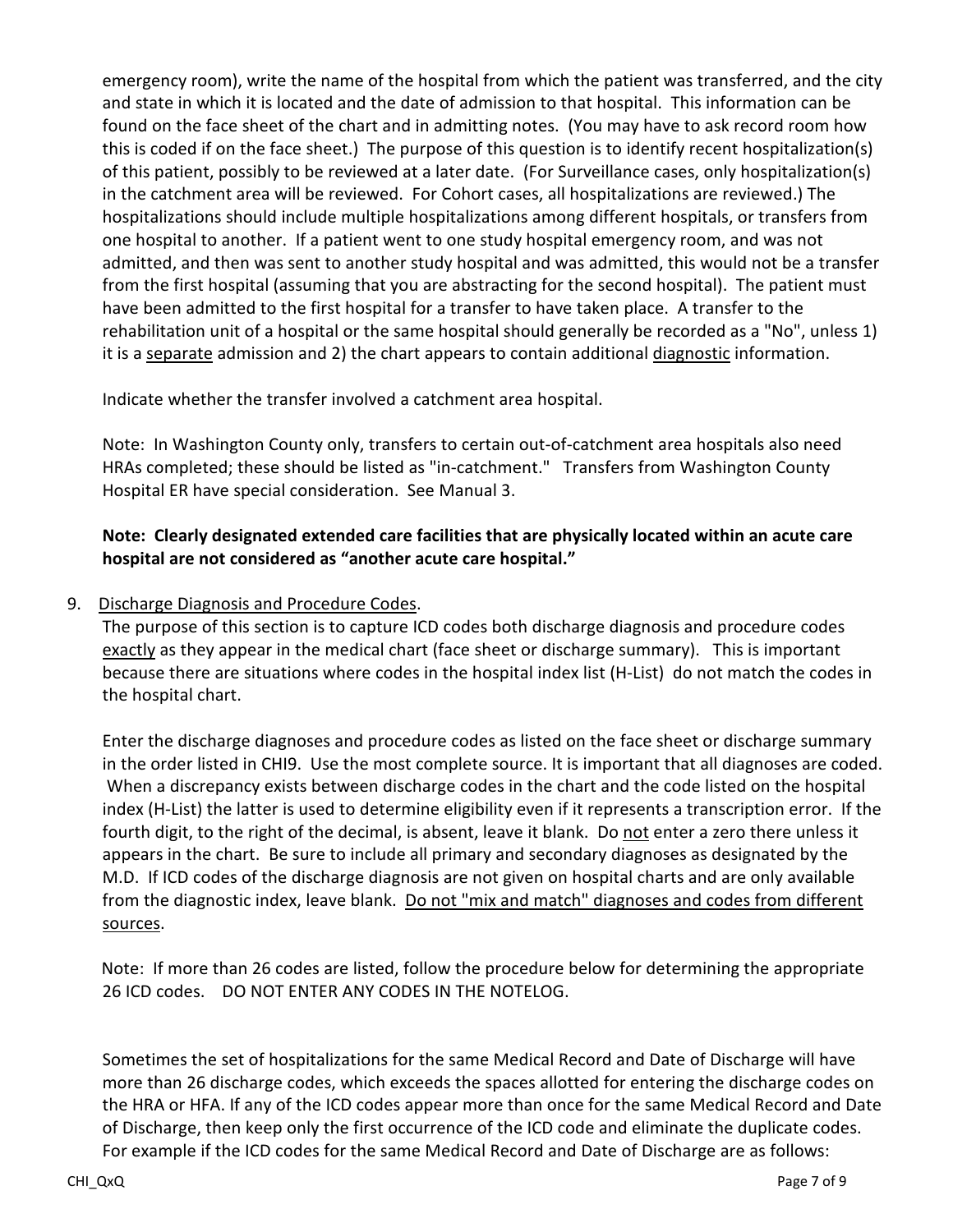emergency room), write the name of the hospital from which the patient was transferred, and the city and state in which it is located and the date of admission to that hospital. This information can be found on the face sheet of the chart and in admitting notes. (You may have to ask record room how this is coded if on the face sheet.) The purpose of this question is to identify recent hospitalization(s) of this patient, possibly to be reviewed at a later date. (For Surveillance cases, only hospitalization(s) in the catchment area will be reviewed. For Cohort cases, all hospitalizations are reviewed.) The hospitalizations should include multiple hospitalizations among different hospitals, or transfers from one hospital to another. If a patient went to one study hospital emergency room, and was not admitted, and then was sent to another study hospital and was admitted, this would not be a transfer from the first hospital (assuming that you are abstracting for the second hospital). The patient must have been admitted to the first hospital for a transfer to have taken place. A transfer to the rehabilitation unit of a hospital or the same hospital should generally be recorded as a "No", unless 1) it is a <u>separate</u> admission and 2) the chart appears to contain additional <u>diagnostic</u> information.

Indicate whether the transfer involved a catchment area hospital.

Note: In Washington County only, transfers to certain out-of-catchment area hospitals also need HRAs completed; these should be listed as "in-catchment." Transfers from Washington County Hospital ER have special consideration. See Manual 3.

**Note: Clearly designated extended care facilities that are physically located within an acute care hospital are not considered as "another acute care hospital."**

9. <u>Discharge Diagnosis and Procedure Codes</u>.

   The purpose of this section is to capture ICD codes both discharge diagnosis and procedure codes <u>exactly</u> as they appear in the medical chart (face sheet or discharge summary). This is important because there are situations where codes in the hospital index list (H-List) do not match the codes in the hospital chart.

   Enter the discharge diagnoses and procedure codes as listed on the face sheet or discharge summary in the order listed in CHI9. Use the most complete source. It is important that all diagnoses are coded. When a discrepancy exists between discharge codes in the chart and the code listed on the hospital index (H-List) the latter is used to determine eligibility even if it represents a transcription error. If the fourth digit, to the right of the decimal, is absent, leave it blank. Do <u>not</u> enter a zero there unless it appears in the chart. Be sure to include all primary and secondary diagnoses as designated by the M.D. If ICD codes of the discharge diagnosis are not given on hospital charts and are only available from the diagnostic index, leave blank. <u>Do not "mix and match" diagnoses and codes from different sources</u>.

   Note: If more than 26 codes are listed, follow the procedure below for determining the appropriate 26 ICD codes. DO NOT ENTER ANY CODES IN THE NOTELOG.

   Sometimes the set of hospitalizations for the same Medical Record and Date of Discharge will have more than 26 discharge codes, which exceeds the spaces allotted for entering the discharge codes on the HRA or HFA. If any of the ICD codes appear more than once for the same Medical Record and Date of Discharge, then keep only the first occurrence of the ICD code and eliminate the duplicate codes. For example if the ICD codes for the same Medical Record and Date of Discharge are as follows: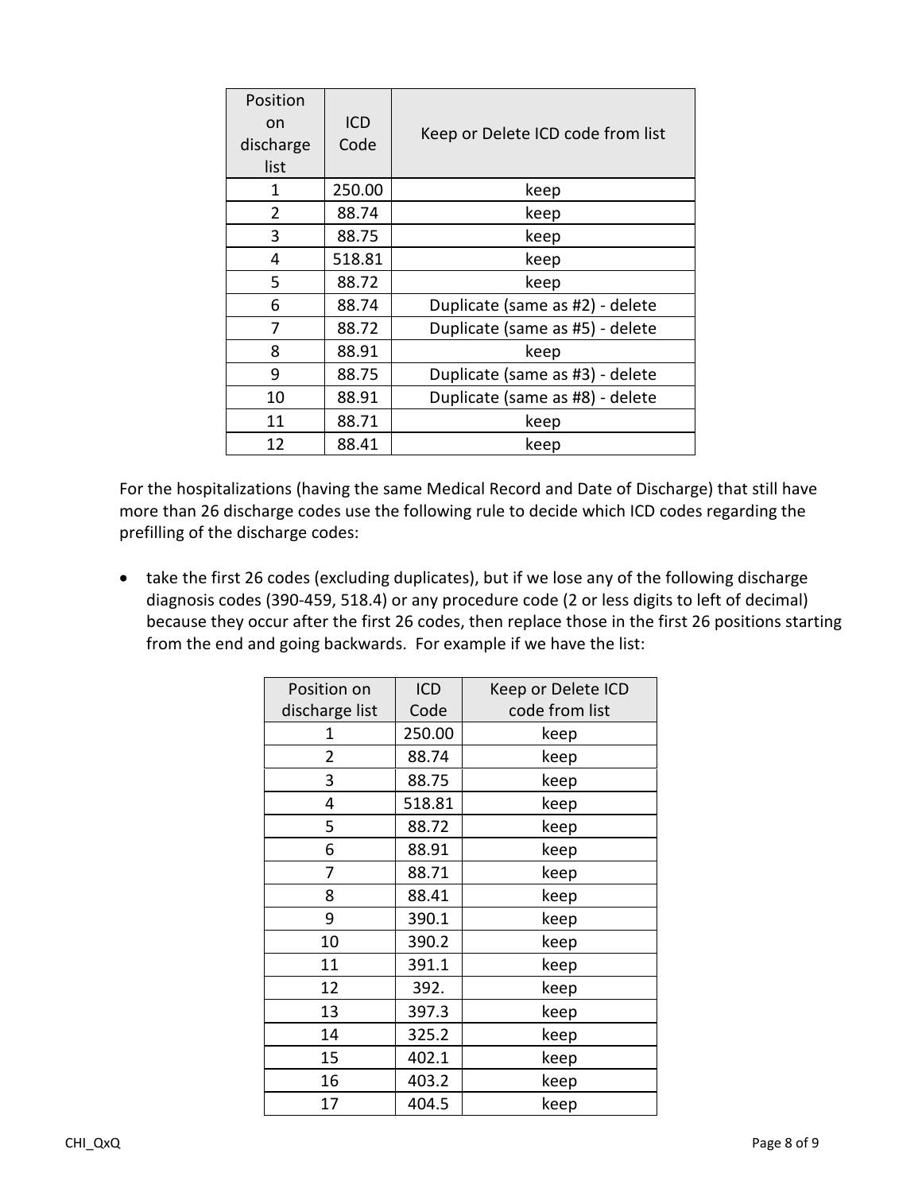| Position on discharge list | ICD Code | Keep or Delete ICD code from list |
|---|---|---|
| 1 | 250.00 | keep |
| 2 | 88.74 | keep |
| 3 | 88.75 | keep |
| 4 | 518.81 | keep |
| 5 | 88.72 | keep |
| 6 | 88.74 | Duplicate (same as #2) - delete |
| 7 | 88.72 | Duplicate (same as #5) - delete |
| 8 | 88.91 | keep |
| 9 | 88.75 | Duplicate (same as #3) - delete |
| 10 | 88.91 | Duplicate (same as #8) - delete |
| 11 | 88.71 | keep |
| 12 | 88.41 | keep |

For the hospitalizations (having the same Medical Record and Date of Discharge) that still have more than 26 discharge codes use the following rule to decide which ICD codes regarding the prefilling of the discharge codes:

- take the first 26 codes (excluding duplicates), but if we lose any of the following discharge diagnosis codes (390-459, 518.4) or any procedure code (2 or less digits to left of decimal) because they occur after the first 26 codes, then replace those in the first 26 positions starting from the end and going backwards. For example if we have the list:

| Position on discharge list | ICD Code | Keep or Delete ICD code from list |
|---|---|---|
| 1 | 250.00 | keep |
| 2 | 88.74 | keep |
| 3 | 88.75 | keep |
| 4 | 518.81 | keep |
| 5 | 88.72 | keep |
| 6 | 88.91 | keep |
| 7 | 88.71 | keep |
| 8 | 88.41 | keep |
| 9 | 390.1 | keep |
| 10 | 390.2 | keep |
| 11 | 391.1 | keep |
| 12 | 392. | keep |
| 13 | 397.3 | keep |
| 14 | 325.2 | keep |
| 15 | 402.1 | keep |
| 16 | 403.2 | keep |
| 17 | 404.5 | keep |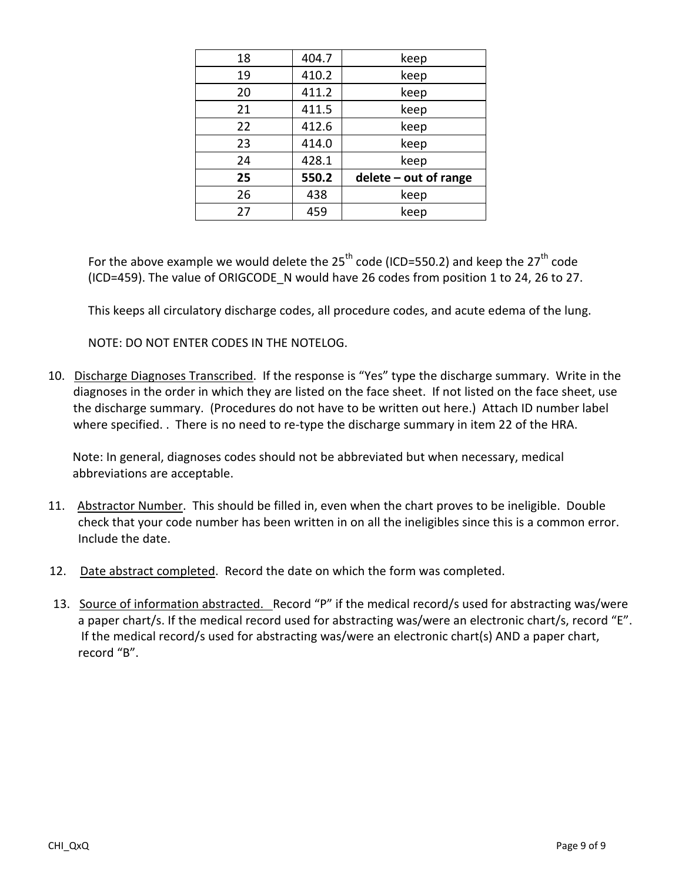| | | |
|---|---|---|
| 18 | 404.7 | keep |
| 19 | 410.2 | keep |
| 20 | 411.2 | keep |
| 21 | 411.5 | keep |
| 22 | 412.6 | keep |
| 23 | 414.0 | keep |
| 24 | 428.1 | keep |
| **25** | **550.2** | **delete – out of range** |
| 26 | 438 | keep |
| 27 | 459 | keep |

For the above example we would delete the 25th code (ICD=550.2) and keep the 27th code (ICD=459). The value of ORIGCODE_N would have 26 codes from position 1 to 24, 26 to 27.

This keeps all circulatory discharge codes, all procedure codes, and acute edema of the lung.

NOTE: DO NOT ENTER CODES IN THE NOTELOG.

10. Discharge Diagnoses Transcribed. If the response is “Yes” type the discharge summary. Write in the diagnoses in the order in which they are listed on the face sheet. If not listed on the face sheet, use the discharge summary. (Procedures do not have to be written out here.) Attach ID number label where specified. . There is no need to re-type the discharge summary in item 22 of the HRA.

    Note: In general, diagnoses codes should not be abbreviated but when necessary, medical abbreviations are acceptable.

11. Abstractor Number. This should be filled in, even when the chart proves to be ineligible. Double check that your code number has been written in on all the ineligibles since this is a common error. Include the date.

12. Date abstract completed. Record the date on which the form was completed.

13. Source of information abstracted. Record “P” if the medical record/s used for abstracting was/were a paper chart/s. If the medical record used for abstracting was/were an electronic chart/s, record “E”. If the medical record/s used for abstracting was/were an electronic chart(s) AND a paper chart, record “B”.